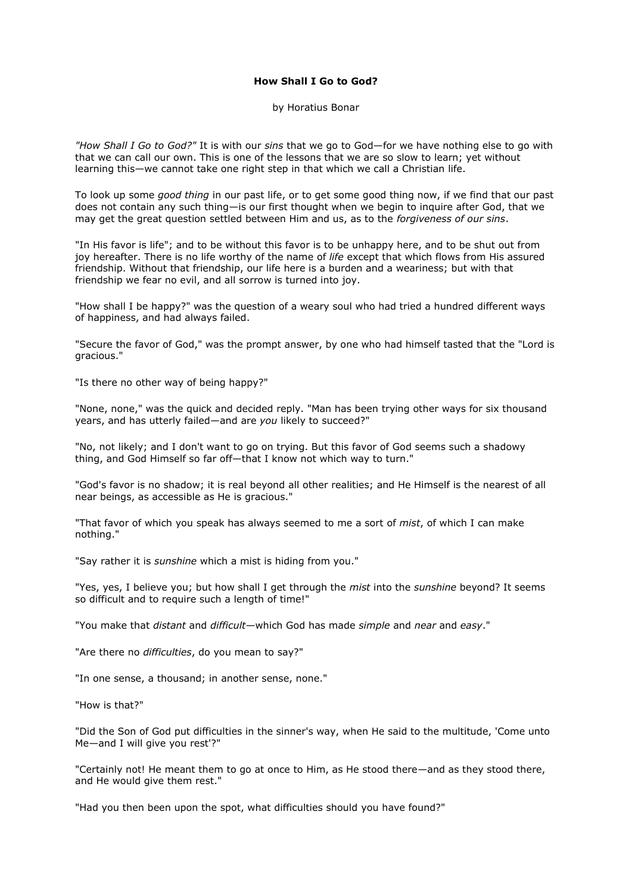# How Shall I Go to God?

by Horatius Bonar

*"How Shall I Go to God?"* It is with our *sins* that we go to God—for we have nothing else to go with that we can call our own. This is one of the lessons that we are so slow to learn; yet without learning this—we cannot take one right step in that which we call a Christian life.

To look up some *good thing* in our past life, or to get some good thing now, if we find that our past does not contain any such thing—is our first thought when we begin to inquire after God, that we may get the great question settled between Him and us, as to the *forgiveness of our sins*.

"In His favor is life"; and to be without this favor is to be unhappy here, and to be shut out from joy hereafter. There is no life worthy of the name of *life* except that which flows from His assured friendship. Without that friendship, our life here is a burden and a weariness; but with that friendship we fear no evil, and all sorrow is turned into joy.

"How shall I be happy?" was the question of a weary soul who had tried a hundred different ways of happiness, and had always failed.

"Secure the favor of God," was the prompt answer, by one who had himself tasted that the "Lord is gracious."

"Is there no other way of being happy?"

"None, none," was the quick and decided reply. "Man has been trying other ways for six thousand years, and has utterly failed—and are *you* likely to succeed?"

"No, not likely; and I don't want to go on trying. But this favor of God seems such a shadowy thing, and God Himself so far off—that I know not which way to turn."

"God's favor is no shadow; it is real beyond all other realities; and He Himself is the nearest of all near beings, as accessible as He is gracious."

"That favor of which you speak has always seemed to me a sort of *mist*, of which I can make nothing."

"Say rather it is *sunshine* which a mist is hiding from you."

"Yes, yes, I believe you; but how shall I get through the *mist* into the *sunshine* beyond? It seems so difficult and to require such a length of time!"

"You make that *distant* and *difficult*—which God has made *simple* and *near* and *easy*."

"Are there no *difficulties*, do you mean to say?"

"In one sense, a thousand; in another sense, none."

"How is that?"

"Did the Son of God put difficulties in the sinner's way, when He said to the multitude, 'Come unto Me—and I will give you rest'?"

"Certainly not! He meant them to go at once to Him, as He stood there—and as they stood there, and He would give them rest."

"Had you then been upon the spot, what difficulties should you have found?"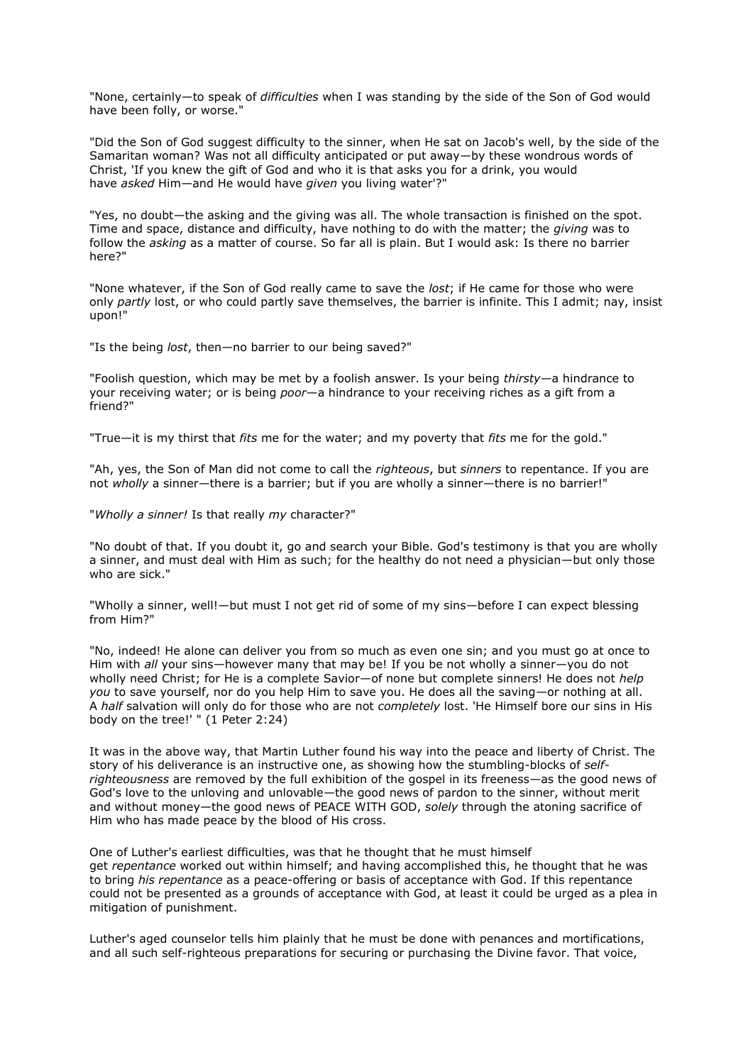"None, certainly—to speak of *difficulties* when I was standing by the side of the Son of God would have been folly, or worse."

"Did the Son of God suggest difficulty to the sinner, when He sat on Jacob's well, by the side of the Samaritan woman? Was not all difficulty anticipated or put away—by these wondrous words of Christ, 'If you knew the gift of God and who it is that asks you for a drink, you would have *asked* Him—and He would have *given* you living water'?"

"Yes, no doubt—the asking and the giving was all. The whole transaction is finished on the spot. Time and space, distance and difficulty, have nothing to do with the matter; the *giving* was to follow the *asking* as a matter of course. So far all is plain. But I would ask: Is there no barrier here?"

"None whatever, if the Son of God really came to save the *lost*; if He came for those who were only *partly* lost, or who could partly save themselves, the barrier is infinite. This I admit; nay, insist upon!"

"Is the being *lost*, then—no barrier to our being saved?"

"Foolish question, which may be met by a foolish answer. Is your being *thirsty*—a hindrance to your receiving water; or is being *poor*—a hindrance to your receiving riches as a gift from a friend?"

"True—it is my thirst that *fits* me for the water; and my poverty that *fits* me for the gold."

"Ah, yes, the Son of Man did not come to call the *righteous*, but *sinners* to repentance. If you are not *wholly* a sinner—there is a barrier; but if you are wholly a sinner—there is no barrier!"

"*Wholly a sinner!* Is that really *my* character?"

"No doubt of that. If you doubt it, go and search your Bible. God's testimony is that you are wholly a sinner, and must deal with Him as such; for the healthy do not need a physician—but only those who are sick."

"Wholly a sinner, well!—but must I not get rid of some of my sins—before I can expect blessing from Him?"

"No, indeed! He alone can deliver you from so much as even one sin; and you must go at once to Him with *all* your sins—however many that may be! If you be not wholly a sinner—you do not wholly need Christ; for He is a complete Savior—of none but complete sinners! He does not *help you* to save yourself, nor do you help Him to save you. He does all the saving—or nothing at all. A *half* salvation will only do for those who are not *completely* lost. 'He Himself bore our sins in His body on the tree!' " (1 Peter 2:24)

It was in the above way, that Martin Luther found his way into the peace and liberty of Christ. The story of his deliverance is an instructive one, as showing how the stumbling-blocks of *self-righteousness* are removed by the full exhibition of the gospel in its freeness—as the good news of God's love to the unloving and unlovable—the good news of pardon to the sinner, without merit and without money—the good news of PEACE WITH GOD, *solely* through the atoning sacrifice of Him who has made peace by the blood of His cross.

One of Luther's earliest difficulties, was that he thought that he must himself get *repentance* worked out within himself; and having accomplished this, he thought that he was to bring *his repentance* as a peace-offering or basis of acceptance with God. If this repentance could not be presented as a grounds of acceptance with God, at least it could be urged as a plea in mitigation of punishment.

Luther's aged counselor tells him plainly that he must be done with penances and mortifications, and all such self-righteous preparations for securing or purchasing the Divine favor. That voice,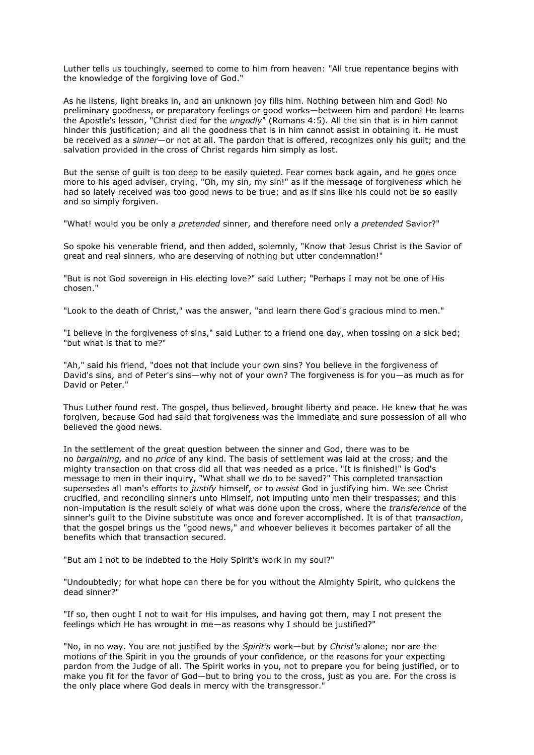Luther tells us touchingly, seemed to come to him from heaven: "All true repentance begins with the knowledge of the forgiving love of God."

As he listens, light breaks in, and an unknown joy fills him. Nothing between him and God! No preliminary goodness, or preparatory feelings or good works—between him and pardon! He learns the Apostle's lesson, "Christ died for the *ungodly*" (Romans 4:5). All the sin that is in him cannot hinder this justification; and all the goodness that is in him cannot assist in obtaining it. He must be received as a *sinner*—or not at all. The pardon that is offered, recognizes only his guilt; and the salvation provided in the cross of Christ regards him simply as lost.

But the sense of guilt is too deep to be easily quieted. Fear comes back again, and he goes once more to his aged adviser, crying, "Oh, my sin, my sin!" as if the message of forgiveness which he had so lately received was too good news to be true; and as if sins like his could not be so easily and so simply forgiven.

"What! would you be only a *pretended* sinner, and therefore need only a *pretended* Savior?"

So spoke his venerable friend, and then added, solemnly, "Know that Jesus Christ is the Savior of great and real sinners, who are deserving of nothing but utter condemnation!"

"But is not God sovereign in His electing love?" said Luther; "Perhaps I may not be one of His chosen."

"Look to the death of Christ," was the answer, "and learn there God's gracious mind to men."

"I believe in the forgiveness of sins," said Luther to a friend one day, when tossing on a sick bed; "but what is that to me?"

"Ah," said his friend, "does not that include your own sins? You believe in the forgiveness of David's sins, and of Peter's sins—why not of your own? The forgiveness is for you—as much as for David or Peter."

Thus Luther found rest. The gospel, thus believed, brought liberty and peace. He knew that he was forgiven, because God had said that forgiveness was the immediate and sure possession of all who believed the good news.

In the settlement of the great question between the sinner and God, there was to be no *bargaining,* and no *price* of any kind. The basis of settlement was laid at the cross; and the mighty transaction on that cross did all that was needed as a price. "It is finished!" is God's message to men in their inquiry, "What shall we do to be saved?" This completed transaction supersedes all man's efforts to *justify* himself, or to *assist* God in justifying him. We see Christ crucified, and reconciling sinners unto Himself, not imputing unto men their trespasses; and this non-imputation is the result solely of what was done upon the cross, where the *transference* of the sinner's guilt to the Divine substitute was once and forever accomplished. It is of that *transaction*, that the gospel brings us the "good news," and whoever believes it becomes partaker of all the benefits which that transaction secured.

"But am I not to be indebted to the Holy Spirit's work in my soul?"

"Undoubtedly; for what hope can there be for you without the Almighty Spirit, who quickens the dead sinner?"

"If so, then ought I not to wait for His impulses, and having got them, may I not present the feelings which He has wrought in me—as reasons why I should be justified?"

"No, in no way. You are not justified by the *Spirit's* work—but by *Christ's* alone; nor are the motions of the Spirit in you the grounds of your confidence, or the reasons for your expecting pardon from the Judge of all. The Spirit works in you, not to prepare you for being justified, or to make you fit for the favor of God—but to bring you to the cross, just as you are. For the cross is the only place where God deals in mercy with the transgressor."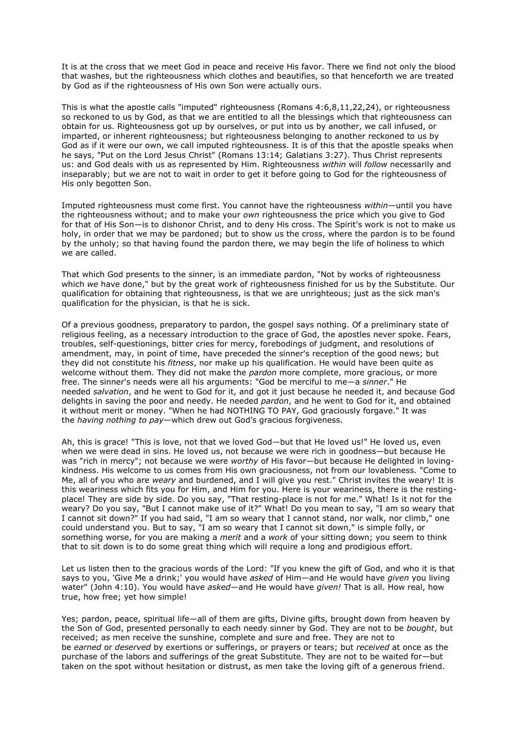It is at the cross that we meet God in peace and receive His favor. There we find not only the blood that washes, but the righteousness which clothes and beautifies, so that henceforth we are treated by God as if the righteousness of His own Son were actually ours.

This is what the apostle calls "imputed" righteousness (Romans 4:6,8,11,22,24), or righteousness so reckoned to us by God, as that we are entitled to all the blessings which that righteousness can obtain for us. Righteousness got up by ourselves, or put into us by another, we call infused, or imparted, or inherent righteousness; but righteousness belonging to another reckoned to us by God as if it were our own, we call imputed righteousness. It is of this that the apostle speaks when he says, "Put on the Lord Jesus Christ" (Romans 13:14; Galatians 3:27). Thus Christ represents us: and God deals with us as represented by Him. Righteousness *within* will *follow* necessarily and inseparably; but we are not to wait in order to get it before going to God for the righteousness of His only begotten Son.

Imputed righteousness must come first. You cannot have the righteousness *within*—until you have the righteousness without; and to make your *own* righteousness the price which you give to God for that of His Son—is to dishonor Christ, and to deny His cross. The Spirit's work is not to make us holy, in order that we may be pardoned; but to show us the cross, where the pardon is to be found by the unholy; so that having found the pardon there, we may begin the life of holiness to which we are called.

That which God presents to the sinner, is an immediate pardon, "Not by works of righteousness which *we* have done," but by the great work of righteousness finished for us by the Substitute. Our qualification for obtaining that righteousness, is that we are unrighteous; just as the sick man's qualification for the physician, is that he is sick.

Of a previous goodness, preparatory to pardon, the gospel says nothing. Of a preliminary state of religious feeling, as a necessary introduction to the grace of God, the apostles never spoke. Fears, troubles, self-questionings, bitter cries for mercy, forebodings of judgment, and resolutions of amendment, may, in point of time, have preceded the sinner's reception of the good news; but they did not constitute his *fitness*, nor make up his qualification. He would have been quite as welcome without them. They did not make the *pardon* more complete, more gracious, or more free. The sinner's needs were all his arguments: "God be merciful to me—a *sinner*." He needed *salvation*, and he went to God for it, and got it just because he needed it, and because God delights in saving the poor and needy. He needed *pardon*, and he went to God for it, and obtained it without merit or money. "When he had NOTHING TO PAY, God graciously forgave." It was the *having nothing to pay*—which drew out God's gracious forgiveness.

Ah, this is grace! "This is love, not that we loved God—but that He loved us!" He loved us, even when we were dead in sins. He loved us, not because we were rich in goodness—but because He was "rich in mercy"; not because we were *worthy* of His favor—but because He delighted in loving-kindness. His welcome to us comes from His own graciousness, not from our lovableness. "Come to Me, all of you who are *weary* and burdened, and I will give you rest." Christ invites the weary! It is this weariness which fits you for Him, and Him for you. Here is your weariness, there is the resting-place! They are side by side. Do you say, "That resting-place is not for me." What! Is it not for the weary? Do you say, "But I cannot make use of it?" What! Do you mean to say, "I am so weary that I cannot sit down?" If you had said, "I am so weary that I cannot stand, nor walk, nor climb," one could understand you. But to say, "I am so weary that I cannot sit down," is simple folly, or something worse, for you are making a *merit* and a *work* of your sitting down; you seem to think that to sit down is to do some great thing which will require a long and prodigious effort.

Let us listen then to the gracious words of the Lord: "If you knew the gift of God, and who it is that says to you, 'Give Me a drink;' you would have *asked* of Him—and He would have *given* you living water" (John 4:10). You would have *asked*—and He would have *given!* That is all. How real, how true, how free; yet how simple!

Yes; pardon, peace, spiritual life—all of them are gifts, Divine gifts, brought down from heaven by the Son of God, presented personally to each needy sinner by God. They are not to be *bought*, but received; as men receive the sunshine, complete and sure and free. They are not to be *earned* or *deserved* by exertions or sufferings, or prayers or tears; but *received* at once as the purchase of the labors and sufferings of the great Substitute. They are not to be waited for—but taken on the spot without hesitation or distrust, as men take the loving gift of a generous friend.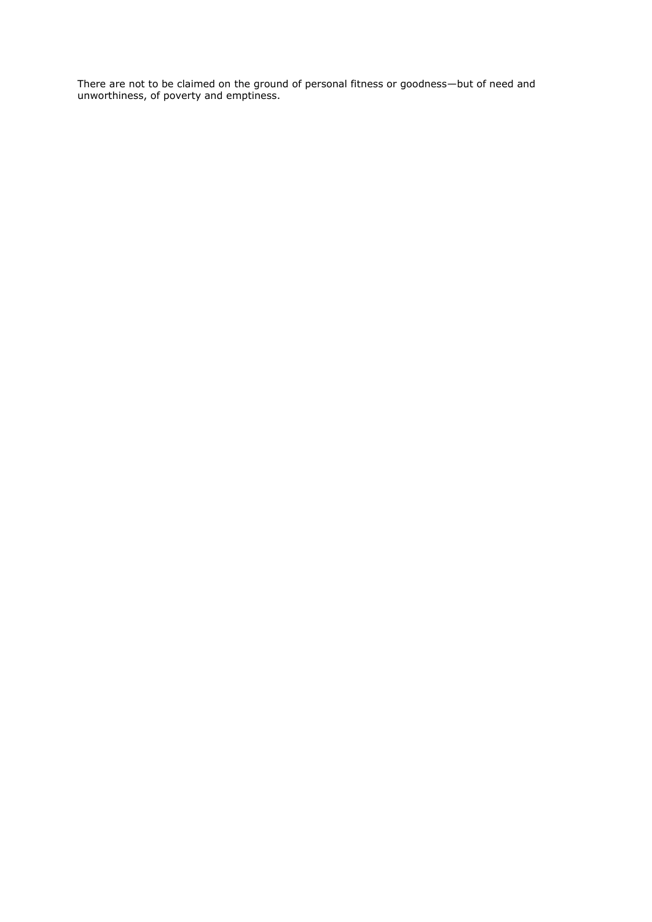There are not to be claimed on the ground of personal fitness or goodness—but of need and unworthiness, of poverty and emptiness.